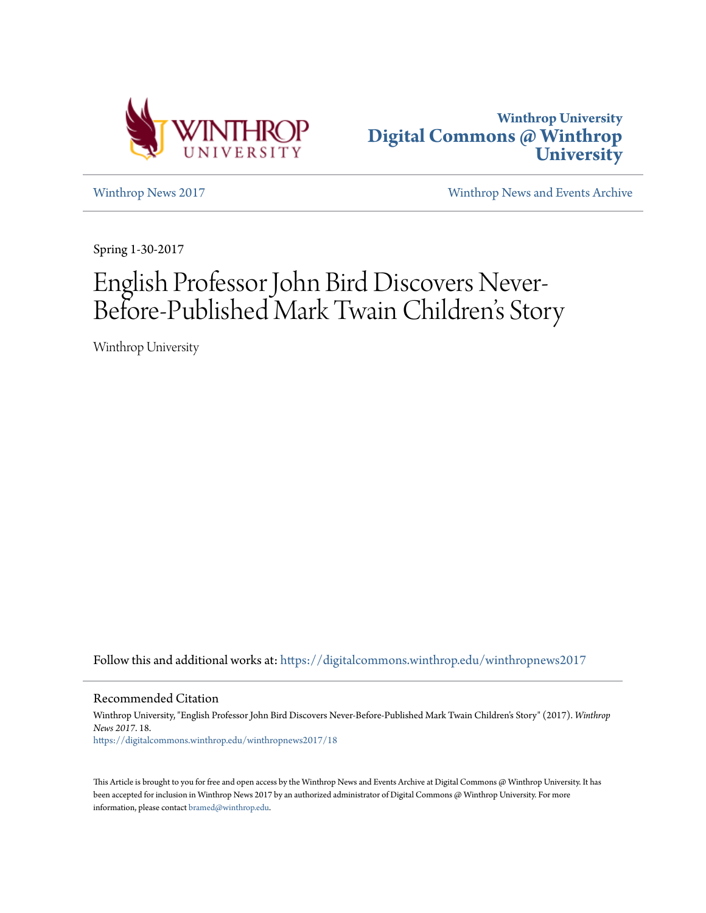Winthrop University
Digital Commons @ Winthrop University

Winthrop News 2017 | Winthrop News and Events Archive

Spring 1-30-2017

# English Professor John Bird Discovers Never-Before-Published Mark Twain Children's Story

Winthrop University

Follow this and additional works at: https://digitalcommons.winthrop.edu/winthropnews2017

## Recommended Citation

Winthrop University, "English Professor John Bird Discovers Never-Before-Published Mark Twain Children's Story" (2017). *Winthrop News 2017*. 18.
https://digitalcommons.winthrop.edu/winthropnews2017/18

This Article is brought to you for free and open access by the Winthrop News and Events Archive at Digital Commons @ Winthrop University. It has been accepted for inclusion in Winthrop News 2017 by an authorized administrator of Digital Commons @ Winthrop University. For more information, please contact bramed@winthrop.edu.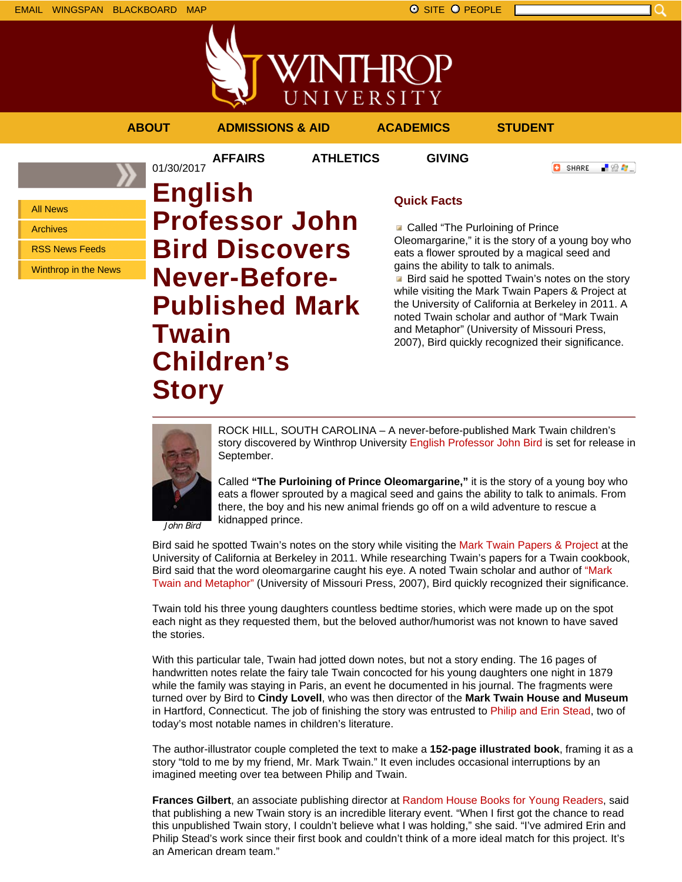EMAIL WINGSPAN BLACKBOARD MAP

SITE PEOPLE

ABOUT ADMISSIONS & AID ACADEMICS STUDENT AFFAIRS ATHLETICS GIVING

- All News
- Archives
- RSS News Feeds
- Winthrop in the News

01/30/2017

# English Professor John Bird Discovers Never-Before-Published Mark Twain Children's Story

## Quick Facts

- Called "The Purloining of Prince Oleomargarine," it is the story of a young boy who eats a flower sprouted by a magical seed and gains the ability to talk to animals.
- Bird said he spotted Twain's notes on the story while visiting the Mark Twain Papers & Project at the University of California at Berkeley in 2011. A noted Twain scholar and author of "Mark Twain and Metaphor" (University of Missouri Press, 2007), Bird quickly recognized their significance.

*John Bird*

ROCK HILL, SOUTH CAROLINA – A never-before-published Mark Twain children's story discovered by Winthrop University English Professor John Bird is set for release in September.

Called **"The Purloining of Prince Oleomargarine,"** it is the story of a young boy who eats a flower sprouted by a magical seed and gains the ability to talk to animals. From there, the boy and his new animal friends go off on a wild adventure to rescue a kidnapped prince.

Bird said he spotted Twain's notes on the story while visiting the Mark Twain Papers & Project at the University of California at Berkeley in 2011. While researching Twain's papers for a Twain cookbook, Bird said that the word oleomargarine caught his eye. A noted Twain scholar and author of "Mark Twain and Metaphor" (University of Missouri Press, 2007), Bird quickly recognized their significance.

Twain told his three young daughters countless bedtime stories, which were made up on the spot each night as they requested them, but the beloved author/humorist was not known to have saved the stories.

With this particular tale, Twain had jotted down notes, but not a story ending. The 16 pages of handwritten notes relate the fairy tale Twain concocted for his young daughters one night in 1879 while the family was staying in Paris, an event he documented in his journal. The fragments were turned over by Bird to **Cindy Lovell**, who was then director of the **Mark Twain House and Museum** in Hartford, Connecticut. The job of finishing the story was entrusted to Philip and Erin Stead, two of today's most notable names in children's literature.

The author-illustrator couple completed the text to make a **152-page illustrated book**, framing it as a story "told to me by my friend, Mr. Mark Twain." It even includes occasional interruptions by an imagined meeting over tea between Philip and Twain.

**Frances Gilbert**, an associate publishing director at Random House Books for Young Readers, said that publishing a new Twain story is an incredible literary event. "When I first got the chance to read this unpublished Twain story, I couldn't believe what I was holding," she said. "I've admired Erin and Philip Stead's work since their first book and couldn't think of a more ideal match for this project. It's an American dream team."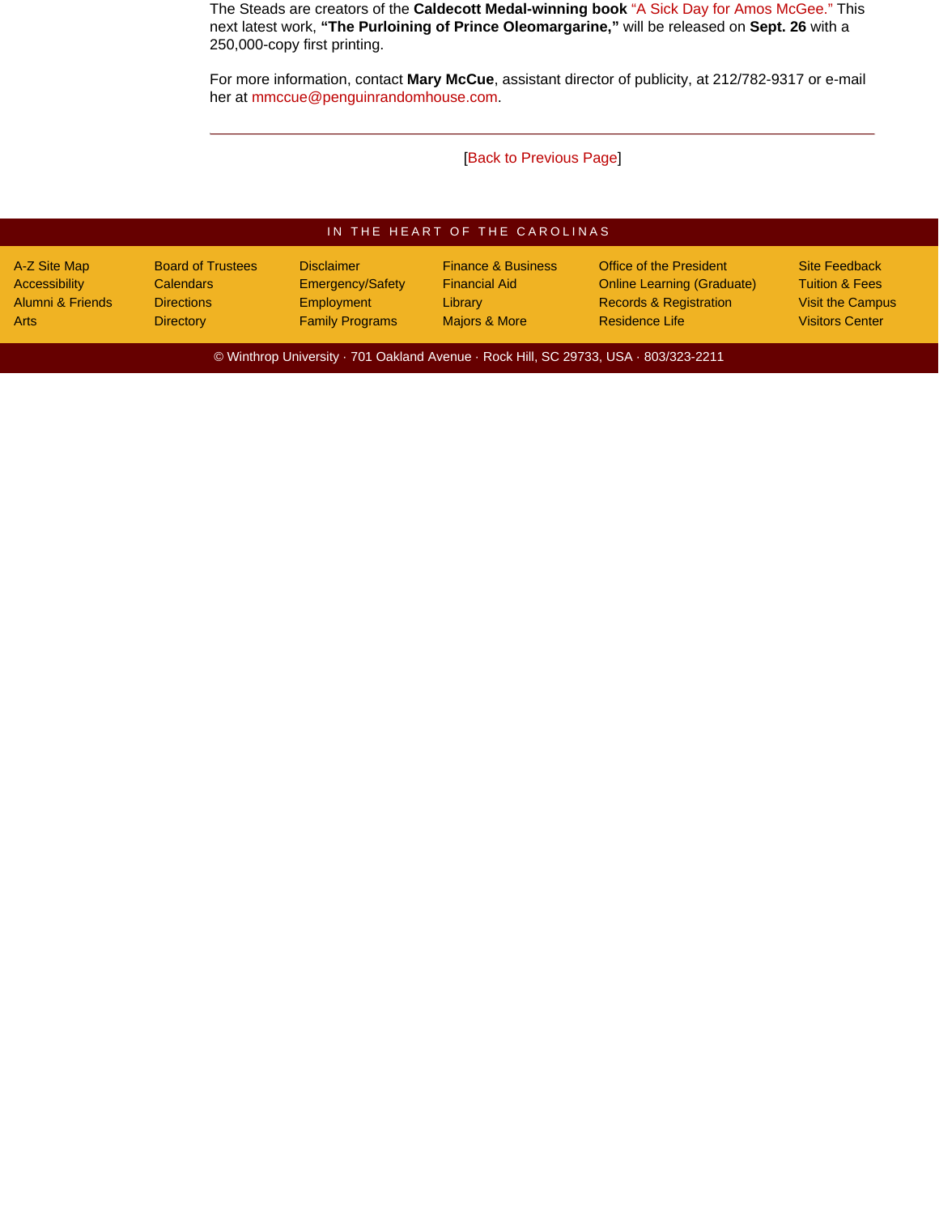The Steads are creators of the **Caldecott Medal-winning book** "A Sick Day for Amos McGee." This next latest work, **"The Purloining of Prince Oleomargarine,"** will be released on **Sept. 26** with a 250,000-copy first printing.

For more information, contact **Mary McCue**, assistant director of publicity, at 212/782-9317 or e-mail her at mmccue@penguinrandomhouse.com.

---

[Back to Previous Page]

IN THE HEART OF THE CAROLINAS

A-Z Site Map
Accessibility
Alumni & Friends
Arts
Board of Trustees
Calendars
Directions
Directory
Disclaimer
Emergency/Safety
Employment
Family Programs
Finance & Business
Financial Aid
Library
Majors & More
Office of the President
Online Learning (Graduate)
Records & Registration
Residence Life
Site Feedback
Tuition & Fees
Visit the Campus
Visitors Center

© Winthrop University · 701 Oakland Avenue · Rock Hill, SC 29733, USA · 803/323-2211